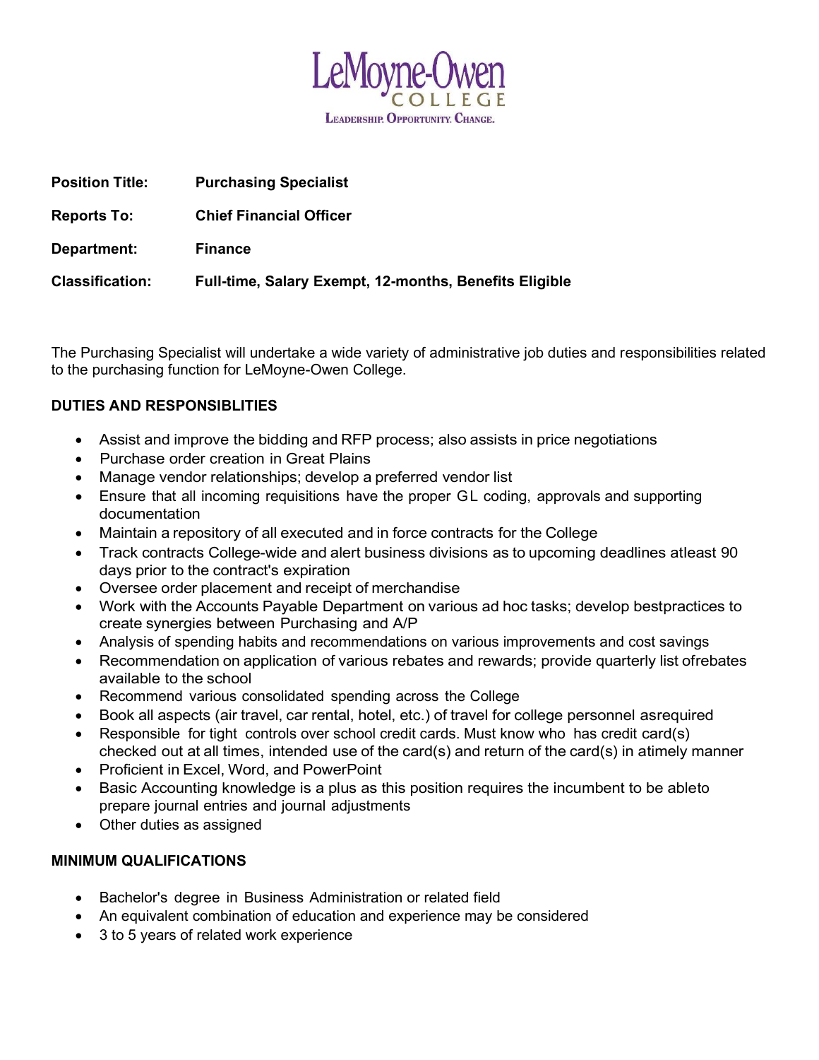LeMoyne-Owen COLLEGE

LEADERSHIP. OPPORTUNITY. CHANGE.

**Position Title:** **Purchasing Specialist**

**Reports To:** **Chief Financial Officer**

**Department:** **Finance**

**Classification:** **Full-time, Salary Exempt, 12-months, Benefits Eligible**

The Purchasing Specialist will undertake a wide variety of administrative job duties and responsibilities related to the purchasing function for LeMoyne-Owen College.

**DUTIES AND RESPONSIBLITIES**

- Assist and improve the bidding and RFP process; also assists in price negotiations
- Purchase order creation in Great Plains
- Manage vendor relationships; develop a preferred vendor list
- Ensure that all incoming requisitions have the proper GL coding, approvals and supporting documentation
- Maintain a repository of all executed and in force contracts for the College
- Track contracts College-wide and alert business divisions as to upcoming deadlines atleast 90 days prior to the contract's expiration
- Oversee order placement and receipt of merchandise
- Work with the Accounts Payable Department on various ad hoc tasks; develop bestpractices to create synergies between Purchasing and A/P
- Analysis of spending habits and recommendations on various improvements and cost savings
- Recommendation on application of various rebates and rewards; provide quarterly list ofrebates available to the school
- Recommend various consolidated spending across the College
- Book all aspects (air travel, car rental, hotel, etc.) of travel for college personnel asrequired
- Responsible for tight controls over school credit cards. Must know who has credit card(s) checked out at all times, intended use of the card(s) and return of the card(s) in atimely manner
- Proficient in Excel, Word, and PowerPoint
- Basic Accounting knowledge is a plus as this position requires the incumbent to be ableto prepare journal entries and journal adjustments
- Other duties as assigned

**MINIMUM QUALIFICATIONS**

- Bachelor's degree in Business Administration or related field
- An equivalent combination of education and experience may be considered
- 3 to 5 years of related work experience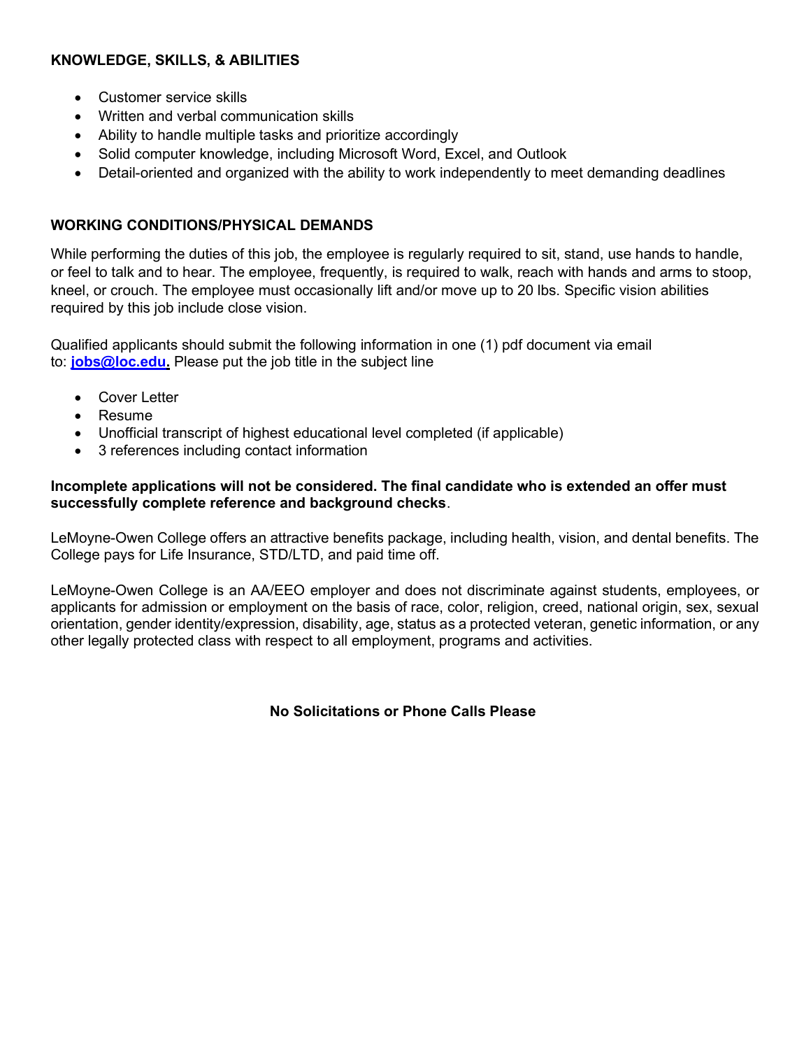**KNOWLEDGE, SKILLS, & ABILITIES**

- Customer service skills
- Written and verbal communication skills
- Ability to handle multiple tasks and prioritize accordingly
- Solid computer knowledge, including Microsoft Word, Excel, and Outlook
- Detail-oriented and organized with the ability to work independently to meet demanding deadlines

**WORKING CONDITIONS/PHYSICAL DEMANDS**

While performing the duties of this job, the employee is regularly required to sit, stand, use hands to handle, or feel to talk and to hear. The employee, frequently, is required to walk, reach with hands and arms to stoop, kneel, or crouch. The employee must occasionally lift and/or move up to 20 lbs. Specific vision abilities required by this job include close vision.

Qualified applicants should submit the following information in one (1) pdf document via email to: **jobs@loc.edu.** Please put the job title in the subject line

- Cover Letter
- Resume
- Unofficial transcript of highest educational level completed (if applicable)
- 3 references including contact information

**Incomplete applications will not be considered. The final candidate who is extended an offer must successfully complete reference and background checks**.

LeMoyne-Owen College offers an attractive benefits package, including health, vision, and dental benefits. The College pays for Life Insurance, STD/LTD, and paid time off.

LeMoyne-Owen College is an AA/EEO employer and does not discriminate against students, employees, or applicants for admission or employment on the basis of race, color, religion, creed, national origin, sex, sexual orientation, gender identity/expression, disability, age, status as a protected veteran, genetic information, or any other legally protected class with respect to all employment, programs and activities.

**No Solicitations or Phone Calls Please**